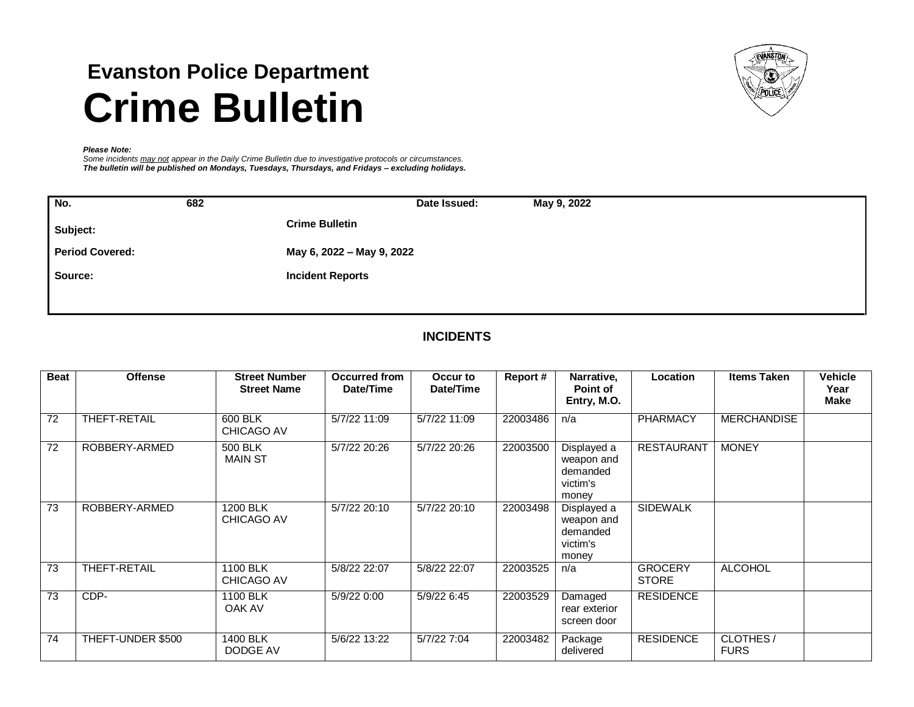# Evanston Police Department

# Crime Bulletin

***Please Note:***
*Some incidents may not appear in the Daily Crime Bulletin due to investigative protocols or circumstances.*
***The bulletin will be published on Mondays, Tuesdays, Thursdays, and Fridays – excluding holidays.***

| **No.** | **682** | **Date Issued:** | **May 9, 2022** |
|---|---|---|---|
| **Subject:** | **Crime Bulletin** | | |
| **Period Covered:** | **May 6, 2022 – May 9, 2022** | | |
| **Source:** | **Incident Reports** | | |

## INCIDENTS

| Beat | Offense | Street Number Street Name | Occurred from Date/Time | Occur to Date/Time | Report # | Narrative, Point of Entry, M.O. | Location | Items Taken | Vehicle Year Make |
|---|---|---|---|---|---|---|---|---|---|
| 72 | THEFT-RETAIL | 600 BLK CHICAGO AV | 5/7/22 11:09 | 5/7/22 11:09 | 22003486 | n/a | PHARMACY | MERCHANDISE | |
| 72 | ROBBERY-ARMED | 500 BLK MAIN ST | 5/7/22 20:26 | 5/7/22 20:26 | 22003500 | Displayed a weapon and demanded victim's money | RESTAURANT | MONEY | |
| 73 | ROBBERY-ARMED | 1200 BLK CHICAGO AV | 5/7/22 20:10 | 5/7/22 20:10 | 22003498 | Displayed a weapon and demanded victim's money | SIDEWALK | | |
| 73 | THEFT-RETAIL | 1100 BLK CHICAGO AV | 5/8/22 22:07 | 5/8/22 22:07 | 22003525 | n/a | GROCERY STORE | ALCOHOL | |
| 73 | CDP- | 1100 BLK OAK AV | 5/9/22 0:00 | 5/9/22 6:45 | 22003529 | Damaged rear exterior screen door | RESIDENCE | | |
| 74 | THEFT-UNDER $500 | 1400 BLK DODGE AV | 5/6/22 13:22 | 5/7/22 7:04 | 22003482 | Package delivered | RESIDENCE | CLOTHES / FURS | |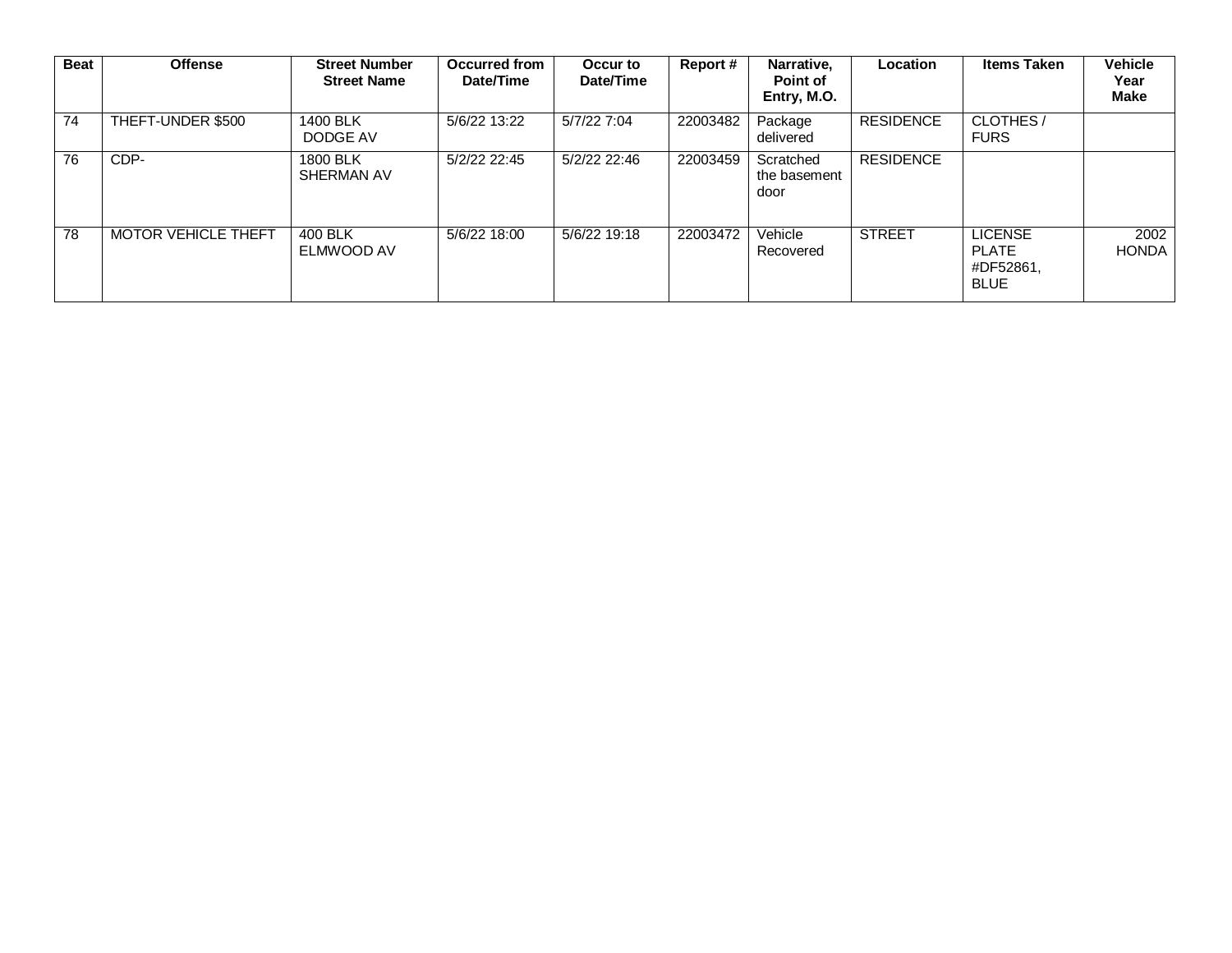| Beat | Offense | Street Number Street Name | Occurred from Date/Time | Occur to Date/Time | Report # | Narrative, Point of Entry, M.O. | Location | Items Taken | Vehicle Year Make |
|---|---|---|---|---|---|---|---|---|---|
| 74 | THEFT-UNDER $500 | 1400 BLK DODGE AV | 5/6/22 13:22 | 5/7/22 7:04 | 22003482 | Package delivered | RESIDENCE | CLOTHES / FURS | |
| 76 | CDP- | 1800 BLK SHERMAN AV | 5/2/22 22:45 | 5/2/22 22:46 | 22003459 | Scratched the basement door | RESIDENCE | | |
| 78 | MOTOR VEHICLE THEFT | 400 BLK ELMWOOD AV | 5/6/22 18:00 | 5/6/22 19:18 | 22003472 | Vehicle Recovered | STREET | LICENSE PLATE #DF52861, BLUE | 2002 HONDA |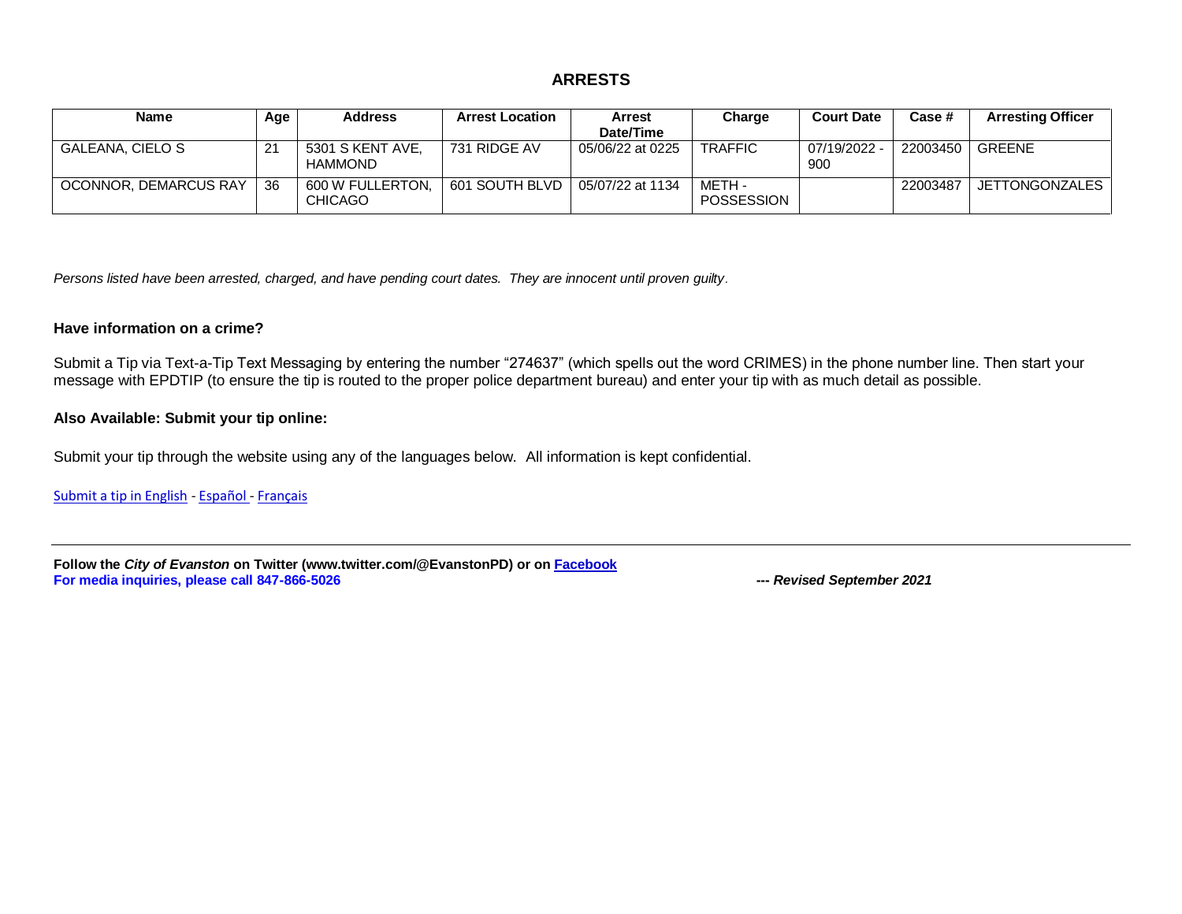## ARRESTS

| Name | Age | Address | Arrest Location | Arrest Date/Time | Charge | Court Date | Case # | Arresting Officer |
|---|---|---|---|---|---|---|---|---|
| GALEANA, CIELO S | 21 | 5301 S KENT AVE, HAMMOND | 731 RIDGE AV | 05/06/22 at 0225 | TRAFFIC | 07/19/2022 - 900 | 22003450 | GREENE |
| OCONNOR, DEMARCUS RAY | 36 | 600 W FULLERTON, CHICAGO | 601 SOUTH BLVD | 05/07/22 at 1134 | METH - POSSESSION | | 22003487 | JETTONGONZALES |

*Persons listed have been arrested, charged, and have pending court dates. They are innocent until proven guilty*.

**Have information on a crime?**

Submit a Tip via Text-a-Tip Text Messaging by entering the number "274637" (which spells out the word CRIMES) in the phone number line. Then start your message with EPDTIP (to ensure the tip is routed to the proper police department bureau) and enter your tip with as much detail as possible.

**Also Available: Submit your tip online:**

Submit your tip through the website using any of the languages below. All information is kept confidential.

Submit a tip in English - Español - Français

---

**Follow the *City of Evanston* on Twitter (www.twitter.com/@EvanstonPD) or on Facebook**
**For media inquiries, please call 847-866-5026** ***--- Revised September 2021***